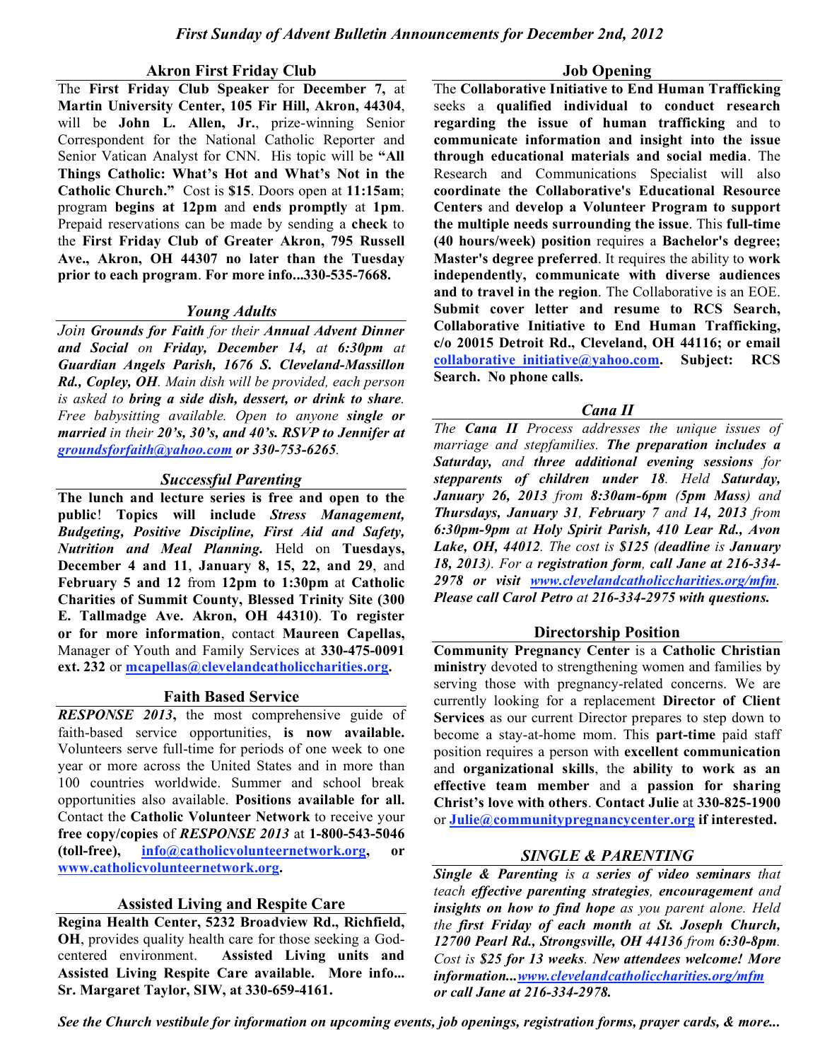*First Sunday of Advent Bulletin Announcements for December 2nd, 2012*

## Akron First Friday Club

The **First Friday Club Speaker** for **December 7,** at **Martin University Center, 105 Fir Hill, Akron, 44304**, will be **John L. Allen, Jr.**, prize-winning Senior Correspondent for the National Catholic Reporter and Senior Vatican Analyst for CNN. His topic will be **"All Things Catholic: What's Hot and What's Not in the Catholic Church."** Cost is **$15**. Doors open at **11:15am**; program **begins at 12pm** and **ends promptly** at **1pm**. Prepaid reservations can be made by sending a **check** to the **First Friday Club of Greater Akron, 795 Russell Ave., Akron, OH 44307 no later than the Tuesday prior to each program**. **For more info...330-535-7668.**

## *Young Adults*

*Join **Grounds for Faith** for their **Annual Advent Dinner and Social** on **Friday, December 14,** at **6:30pm** at **Guardian Angels Parish, 1676 S. Cleveland-Massillon Rd., Copley, OH**. Main dish will be provided, each person is asked to **bring a side dish, dessert, or drink to share**. Free babysitting available. Open to anyone **single or married** in their **20's, 30's, and 40's. RSVP to Jennifer at groundsforfaith@yahoo.com or 330-753-6265**.*

## *Successful Parenting*

**The lunch and lecture series is free and open to the public**! **Topics will include** ***Stress Management, Budgeting, Positive Discipline, First Aid and Safety, Nutrition and Meal Planning.*** Held on **Tuesdays, December 4 and 11**, **January 8, 15, 22, and 29**, and **February 5 and 12** from **12pm to 1:30pm** at **Catholic Charities of Summit County, Blessed Trinity Site (300 E. Tallmadge Ave. Akron, OH 44310)**. **To register or for more information**, contact **Maureen Capellas,** Manager of Youth and Family Services at **330-475-0091 ext. 232** or **mcapellas@clevelandcatholiccharities.org.**

## Faith Based Service

***RESPONSE 2013***, the most comprehensive guide of faith-based service opportunities, **is now available.** Volunteers serve full-time for periods of one week to one year or more across the United States and in more than 100 countries worldwide. Summer and school break opportunities also available. **Positions available for all.** Contact the **Catholic Volunteer Network** to receive your **free copy/copies** of ***RESPONSE 2013*** at **1-800-543-5046 (toll-free), info@catholicvolunteernetwork.org, or www.catholicvolunteernetwork.org.**

## Assisted Living and Respite Care

**Regina Health Center, 5232 Broadview Rd., Richfield, OH**, provides quality health care for those seeking a God-centered environment. **Assisted Living units and Assisted Living Respite Care available. More info... Sr. Margaret Taylor, SIW, at 330-659-4161.**

## Job Opening

The **Collaborative Initiative to End Human Trafficking** seeks a **qualified individual to conduct research regarding the issue of human trafficking** and to **communicate information and insight into the issue through educational materials and social media**. The Research and Communications Specialist will also **coordinate the Collaborative's Educational Resource Centers** and **develop a Volunteer Program to support the multiple needs surrounding the issue**. This **full-time (40 hours/week) position** requires a **Bachelor's degree; Master's degree preferred**. It requires the ability to **work independently, communicate with diverse audiences and to travel in the region**. The Collaborative is an EOE. **Submit cover letter and resume to RCS Search, Collaborative Initiative to End Human Trafficking, c/o 20015 Detroit Rd., Cleveland, OH 44116; or email collaborative_initiative@yahoo.com. Subject: RCS Search. No phone calls.**

## *Cana II*

*The **Cana II** Process addresses the unique issues of marriage and stepfamilies. **The preparation includes a Saturday,** and **three additional evening sessions** for **stepparents of children under 18**. Held **Saturday, January 26, 2013** from **8:30am-6pm (5pm Mass)** and **Thursdays, January 31, February 7** and **14, 2013** from **6:30pm-9pm** at **Holy Spirit Parish, 410 Lear Rd., Avon Lake, OH, 44012**. The cost is **$125 (deadline** is **January 18, 2013)**. For a **registration form, call Jane at 216-334-2978 or visit www.clevelandcatholiccharities.org/mfm. Please call Carol Petro** at **216-334-2975 with questions.***

## Directorship Position

**Community Pregnancy Center** is a **Catholic Christian ministry** devoted to strengthening women and families by serving those with pregnancy-related concerns. We are currently looking for a replacement **Director of Client Services** as our current Director prepares to step down to become a stay-at-home mom. This **part-time** paid staff position requires a person with **excellent communication** and **organizational skills**, the **ability to work as an effective team member** and a **passion for sharing Christ's love with others**. **Contact Julie** at **330-825-1900** or **Julie@communitypregnancycenter.org if interested.**

## *SINGLE & PARENTING*

***Single & Parenting** is a **series of video seminars** that teach **effective parenting strategies**, **encouragement** and **insights on how to find hope** as you parent alone. Held the **first Friday of each month** at **St. Joseph Church, 12700 Pearl Rd., Strongsville, OH 44136** from **6:30-8pm**. Cost is **$25 for 13 weeks**. **New attendees welcome! More information...www.clevelandcatholiccharities.org/mfm or call Jane at 216-334-2978.***

***See the Church vestibule for information on upcoming events, job openings, registration forms, prayer cards, & more...***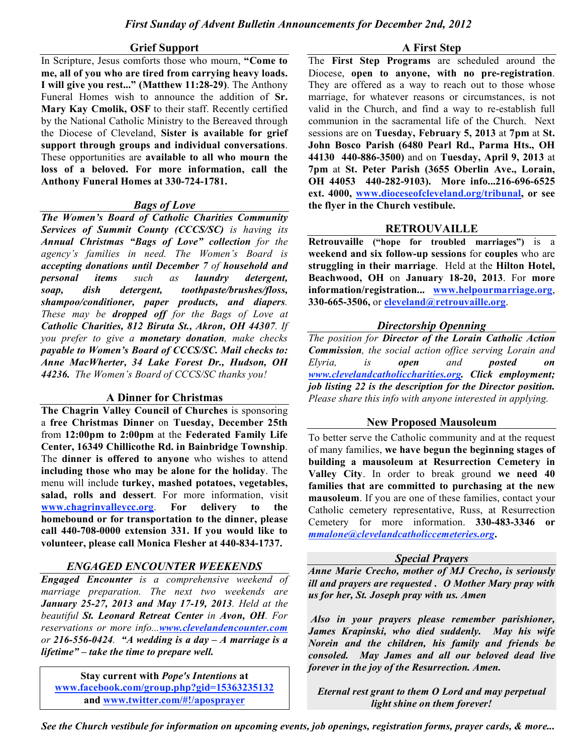*First Sunday of Advent Bulletin Announcements for December 2nd, 2012*

## Grief Support

In Scripture, Jesus comforts those who mourn, **"Come to me, all of you who are tired from carrying heavy loads. I will give you rest..." (Matthew 11:28-29)**. The Anthony Funeral Homes wish to announce the addition of **Sr. Mary Kay Cmolik, OSF** to their staff. Recently certified by the National Catholic Ministry to the Bereaved through the Diocese of Cleveland, **Sister is available for grief support through groups and individual conversations**. These opportunities are **available to all who mourn the loss of a beloved. For more information, call the Anthony Funeral Homes at 330-724-1781.**

## *Bags of Love*

***The Women's Board of Catholic Charities Community Services of Summit County (CCCS/SC)*** *is having its* ***Annual Christmas "Bags of Love" collection*** *for the agency's families in need. The Women's Board is* ***accepting donations until December 7*** *of* ***household and personal items*** *such as* ***laundry detergent, soap, dish detergent, toothpaste/brushes/floss, shampoo/conditioner, paper products, and diapers****. These may be* ***dropped off*** *for the Bags of Love at* ***Catholic Charities, 812 Biruta St., Akron, OH 44307****. If you prefer to give a* ***monetary donation****, make checks* ***payable to Women's Board of CCCS/SC. Mail checks to: Anne MacWherter, 34 Lake Forest Dr., Hudson, OH 44236.*** *The Women's Board of CCCS/SC thanks you!*

## A Dinner for Christmas

**The Chagrin Valley Council of Churches** is sponsoring a **free Christmas Dinner** on **Tuesday, December 25th** from **12:00pm to 2:00pm** at the **Federated Family Life Center, 16349 Chillicothe Rd. in Bainbridge Township**. The **dinner is offered to anyone** who wishes to attend **including those who may be alone for the holiday**. The menu will include **turkey, mashed potatoes, vegetables, salad, rolls and dessert**. For more information, visit www.chagrinvalleycc.org. **For delivery to the homebound or for transportation to the dinner, please call 440-708-0000 extension 331. If you would like to volunteer, please call Monica Flesher at 440-834-1737.**

## *ENGAGED ENCOUNTER WEEKENDS*

***Engaged Encounter*** *is a comprehensive weekend of marriage preparation. The next two weekends are* ***January 25-27, 2013 and May 17-19, 2013****. Held at the beautiful* ***St. Leonard Retreat Center*** *in* ***Avon, OH****. For reservations or more info...****www.clevelandencounter.com*** *or* ***216-556-0424****.* ***"A wedding is a day – A marriage is a lifetime" – take the time to prepare well.***

**Stay current with *Pope's Intentions* at www.facebook.com/group.php?gid=15363235132 and www.twitter.com/#!/aposprayer**

## A First Step

The **First Step Programs** are scheduled around the Diocese, **open to anyone, with no pre-registration**. They are offered as a way to reach out to those whose marriage, for whatever reasons or circumstances, is not valid in the Church, and find a way to re-establish full communion in the sacramental life of the Church. Next sessions are on **Tuesday, February 5, 2013** at **7pm** at **St. John Bosco Parish (6480 Pearl Rd., Parma Hts., OH 44130 440-886-3500)** and on **Tuesday, April 9, 2013** at **7pm** at **St. Peter Parish (3655 Oberlin Ave., Lorain, OH 44053 440-282-9103). More info...216-696-6525 ext. 4000, www.dioceseofcleveland.org/tribunal, or see the flyer in the Church vestibule.**

## RETROUVAILLE

**Retrouvaille ("hope for troubled marriages")** is a **weekend and six follow-up sessions** for **couples** who are **struggling in their marriage**. Held at the **Hilton Hotel, Beachwood, OH** on **January 18-20, 2013**. For **more information/registration... www.helpourmarriage.org, 330-665-3506,** or **cleveland@retrouvaille.org**.

## *Directorship Openning*

*The position for* ***Director of the Lorain Catholic Action Commission****, the social action office serving Lorain and Elyria, is* ***open*** *and* ***posted*** *on* ***www.clevelandcatholiccharities.org. Click employment; job listing 22 is the description for the Director position.*** *Please share this info with anyone interested in applying.*

## New Proposed Mausoleum

To better serve the Catholic community and at the request of many families, **we have begun the beginning stages of building a mausoleum at Resurrection Cemetery in Valley City**. In order to break ground **we need 40 families that are committed to purchasing at the new mausoleum**. If you are one of these families, contact your Catholic cemetery representative, Russ, at Resurrection Cemetery for more information. **330-483-3346 or *mmalone@clevelandcatholiccemeteries.org*.**

## *Special Prayers*

***Anne Marie Crecho, mother of MJ Crecho, is seriously ill and prayers are requested . O Mother Mary pray with us for her, St. Joseph pray with us. Amen***

***Also in your prayers please remember parishioner, James Krapinski, who died suddenly. May his wife Norein and the children, his family and friends be consoled. May James and all our beloved dead live forever in the joy of the Resurrection. Amen.***

***Eternal rest grant to them O Lord and may perpetual light shine on them forever!***

***See the Church vestibule for information on upcoming events, job openings, registration forms, prayer cards, & more...***